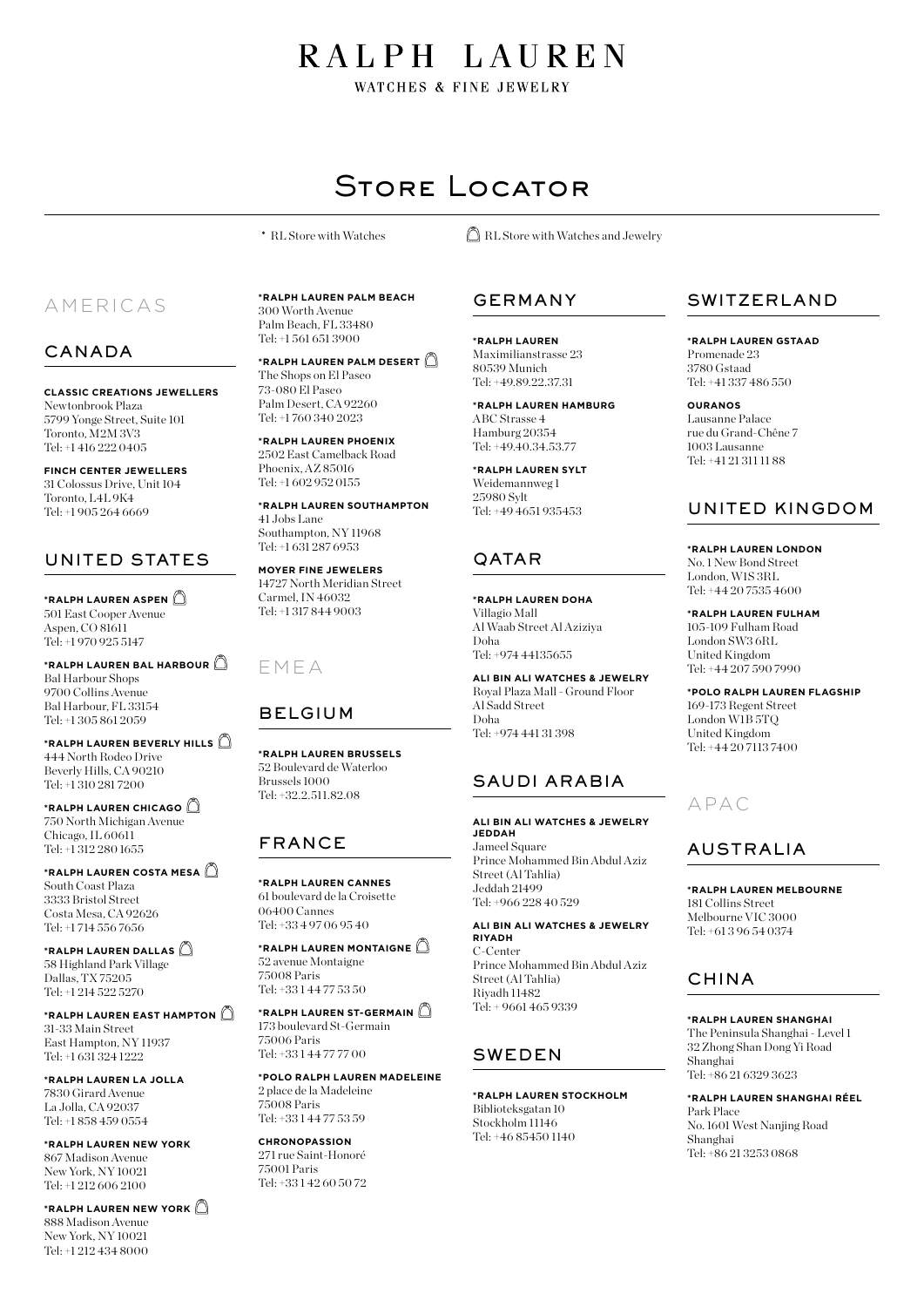# RALPH LAUREN

WATCHES & FINE JEWELRY

## Store Locator

* RL Store with Watches

🔔 RL Store with Watches and Jewelry

## AMERICAS

### CANADA

**CLASSIC CREATIONS JEWELLERS**
Newtonbrook Plaza
5799 Yonge Street, Suite 101
Toronto, M2M 3V3
Tel: +1 416 222 0405

**FINCH CENTER JEWELLERS**
31 Colossus Drive, Unit 104
Toronto, L4L 9K4
Tel: +1 905 264 6669

### UNITED STATES

***RALPH LAUREN ASPEN** 🔔
501 East Cooper Avenue
Aspen, CO 81611
Tel: +1 970 925 5147

***RALPH LAUREN BAL HARBOUR** 🔔
Bal Harbour Shops
9700 Collins Avenue
Bal Harbour, FL 33154
Tel: +1 305 861 2059

***RALPH LAUREN BEVERLY HILLS** 🔔
444 North Rodeo Drive
Beverly Hills, CA 90210
Tel: +1 310 281 7200

***RALPH LAUREN CHICAGO** 🔔
750 North Michigan Avenue
Chicago, IL 60611
Tel: +1 312 280 1655

***RALPH LAUREN COSTA MESA** 🔔
South Coast Plaza
3333 Bristol Street
Costa Mesa, CA 92626
Tel: +1 714 556 7656

***RALPH LAUREN DALLAS** 🔔
58 Highland Park Village
Dallas, TX 75205
Tel: +1 214 522 5270

***RALPH LAUREN EAST HAMPTON** 🔔
31-33 Main Street
East Hampton, NY 11937
Tel: +1 631 324 1222

***RALPH LAUREN LA JOLLA**
7830 Girard Avenue
La Jolla, CA 92037
Tel: +1 858 459 0554

***RALPH LAUREN NEW YORK**
867 Madison Avenue
New York, NY 10021
Tel: +1 212 606 2100

***RALPH LAUREN NEW YORK** 🔔
888 Madison Avenue
New York, NY 10021
Tel: +1 212 434 8000

***RALPH LAUREN PALM BEACH**
300 Worth Avenue
Palm Beach, FL 33480
Tel: +1 561 651 3900

***RALPH LAUREN PALM DESERT** 🔔
The Shops on El Paseo
73-080 El Paseo
Palm Desert, CA 92260
Tel: +1 760 340 2023

***RALPH LAUREN PHOENIX**
2502 East Camelback Road
Phoenix, AZ 85016
Tel: +1 602 952 0155

***RALPH LAUREN SOUTHAMPTON**
41 Jobs Lane
Southampton, NY 11968
Tel: +1 631 287 6953

**MOYER FINE JEWELERS**
14727 North Meridian Street
Carmel, IN 46032
Tel: +1 317 844 9003

## EMEA

### BELGIUM

***RALPH LAUREN BRUSSELS**
52 Boulevard de Waterloo
Brussels 1000
Tel: +32.2.511.82.08

### FRANCE

***RALPH LAUREN CANNES**
61 boulevard de la Croisette
06400 Cannes
Tel: +33 4 97 06 95 40

***RALPH LAUREN MONTAIGNE** 🔔
52 avenue Montaigne
75008 Paris
Tel: +33 1 44 77 53 50

***RALPH LAUREN ST-GERMAIN** 🔔
173 boulevard St-Germain
75006 Paris
Tel: +33 1 44 77 77 00

***POLO RALPH LAUREN MADELEINE**
2 place de la Madeleine
75008 Paris
Tel: +33 1 44 77 53 59

**CHRONOPASSION**
271 rue Saint-Honoré
75001 Paris
Tel: +33 1 42 60 50 72

### GERMANY

***RALPH LAUREN**
Maximilianstrasse 23
80539 Munich
Tel: +49.89.22.37.31

***RALPH LAUREN HAMBURG**
ABC Strasse 4
Hamburg 20354
Tel: +49.40.34.53.77

***RALPH LAUREN SYLT**
Weidemannweg 1
25980 Sylt
Tel: +49 4651 935453

### QATAR

***RALPH LAUREN DOHA**
Villagio Mall
Al Waab Street Al Aziziya
Doha
Tel: +974 44135655

**ALI BIN ALI WATCHES & JEWELRY**
Royal Plaza Mall - Ground Floor
Al Sadd Street
Doha
Tel: +974 441 31 398

### SAUDI ARABIA

**ALI BIN ALI WATCHES & JEWELRY JEDDAH**
Jameel Square
Prince Mohammed Bin Abdul Aziz Street (Al Tahlia)
Jeddah 21499
Tel: +966 228 40 529

**ALI BIN ALI WATCHES & JEWELRY RIYADH**
C-Center
Prince Mohammed Bin Abdul Aziz Street (Al Tahlia)
Riyadh 11482
Tel: + 9661 465 9339

### SWEDEN

***RALPH LAUREN STOCKHOLM**
Biblioteksgatan 10
Stockholm 11146
Tel: +46 85450 1140

### SWITZERLAND

***RALPH LAUREN GSTAAD**
Promenade 23
3780 Gstaad
Tel: +41 337 486 550

**OURANOS**
Lausanne Palace
rue du Grand-Chêne 7
1003 Lausanne
Tel: +41 21 311 11 88

### UNITED KINGDOM

***RALPH LAUREN LONDON**
No. 1 New Bond Street
London, W1S 3RL
Tel: +44 20 7535 4600

***RALPH LAUREN FULHAM**
105-109 Fulham Road
London SW3 6RL
United Kingdom
Tel: +44 207 590 7990

***POLO RALPH LAUREN FLAGSHIP**
169-173 Regent Street
London W1B 5TQ
United Kingdom
Tel: +44 20 7113 7400

## APAC

### AUSTRALIA

***RALPH LAUREN MELBOURNE**
181 Collins Street
Melbourne VIC 3000
Tel: +61 3 96 54 0374

### CHINA

***RALPH LAUREN SHANGHAI**
The Peninsula Shanghai - Level 1
32 Zhong Shan Dong Yi Road
Shanghai
Tel: +86 21 6329 3623

***RALPH LAUREN SHANGHAI RÉEL**
Park Place
No. 1601 West Nanjing Road
Shanghai
Tel: +86 21 3253 0868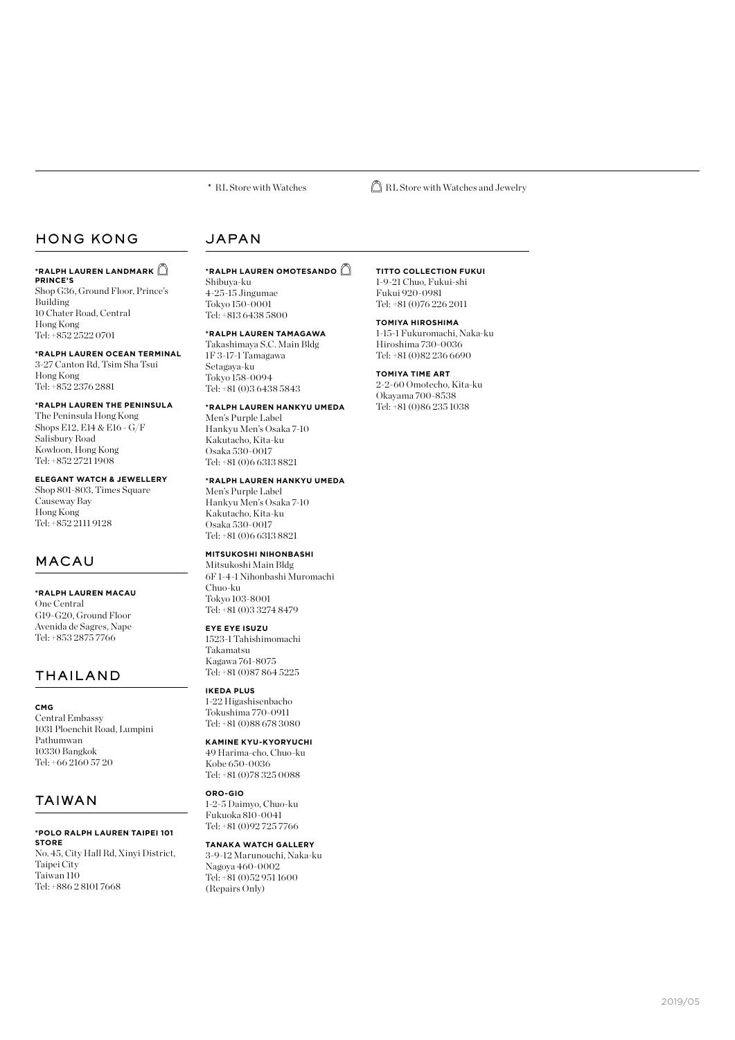\* RL Store with Watches

RL Store with Watches and Jewelry

## HONG KONG

**\*RALPH LAUREN LANDMARK PRINCE'S**
Shop G36, Ground Floor, Prince's Building
10 Chater Road, Central
Hong Kong
Tel: +852 2522 0701

**\*RALPH LAUREN OCEAN TERMINAL**
3-27 Canton Rd, Tsim Sha Tsui
Hong Kong
Tel: +852 2376 2881

**\*RALPH LAUREN THE PENINSULA**
The Peninsula Hong Kong
Shops E12, E14 & E16 - G/F
Salisbury Road
Kowloon, Hong Kong
Tel: +852 2721 1908

**ELEGANT WATCH & JEWELLERY**
Shop 801-803, Times Square
Causeway Bay
Hong Kong
Tel: +852 2111 9128

## MACAU

**\*RALPH LAUREN MACAU**
One Central
G19-G20, Ground Floor
Avenida de Sagres, Nape
Tel: +853 2875 7766

## THAILAND

**CMG**
Central Embassy
1031 Ploenchit Road, Lumpini
Pathumwan
10330 Bangkok
Tel: +66 2160 57 20

## TAIWAN

**\*POLO RALPH LAUREN TAIPEI 101 STORE**
No. 45, City Hall Rd, Xinyi District,
Taipei City
Taiwan 110
Tel: +886 2 8101 7668

## JAPAN

**\*RALPH LAUREN OMOTESANDO**
Shibuya-ku
4-25-15 Jingumae
Tokyo 150-0001
Tel: +813 6438 5800

**\*RALPH LAUREN TAMAGAWA**
Takashimaya S.C. Main Bldg
1F 3-17-1 Tamagawa
Setagaya-ku
Tokyo 158-0094
Tel: +81 (0)3 6438 5843

**\*RALPH LAUREN HANKYU UMEDA**
Men's Purple Label
Hankyu Men's Osaka 7-10
Kakutacho, Kita-ku
Osaka 530-0017
Tel: +81 (0)6 6313 8821

**\*RALPH LAUREN HANKYU UMEDA**
Men's Purple Label
Hankyu Men's Osaka 7-10
Kakutacho, Kita-ku
Osaka 530-0017
Tel: +81 (0)6 6313 8821

**MITSUKOSHI NIHONBASHI**
Mitsukoshi Main Bldg
6F 1-4-1 Nihonbashi Muromachi
Chuo-ku
Tokyo 103-8001
Tel: +81 (0)3 3274 8479

**EYE EYE ISUZU**
1523-1 Tahishimomachi
Takamatsu
Kagawa 761-8075
Tel: +81 (0)87 864 5225

**IKEDA PLUS**
1-22 Higashisenbacho
Tokushima 770-0911
Tel: +81 (0)88 678 3080

**KAMINE KYU-KYORYUCHI**
49 Harima-cho, Chuo-ku
Kobe 650-0036
Tel: +81 (0)78 325 0088

**ORO-GIO**
1-2-5 Daimyo, Chuo-ku
Fukuoka 810-0041
Tel: +81 (0)92 725 7766

**TANAKA WATCH GALLERY**
3-9-12 Marunouchi, Naka-ku
Nagoya 460-0002
Tel: +81 (0)52 951 1600
(Repairs Only)

**TITTO COLLECTION FUKUI**
1-9-21 Chuo, Fukui-shi
Fukui 920-0981
Tel: +81 (0)76 226 2011

**TOMIYA HIROSHIMA**
1-15-1 Fukuromachi, Naka-ku
Hiroshima 730-0036
Tel: +81 (0)82 236 6690

**TOMIYA TIME ART**
2-2-60 Omotecho, Kita-ku
Okayama 700-8538
Tel: +81 (0)86 235 1038

2019/05